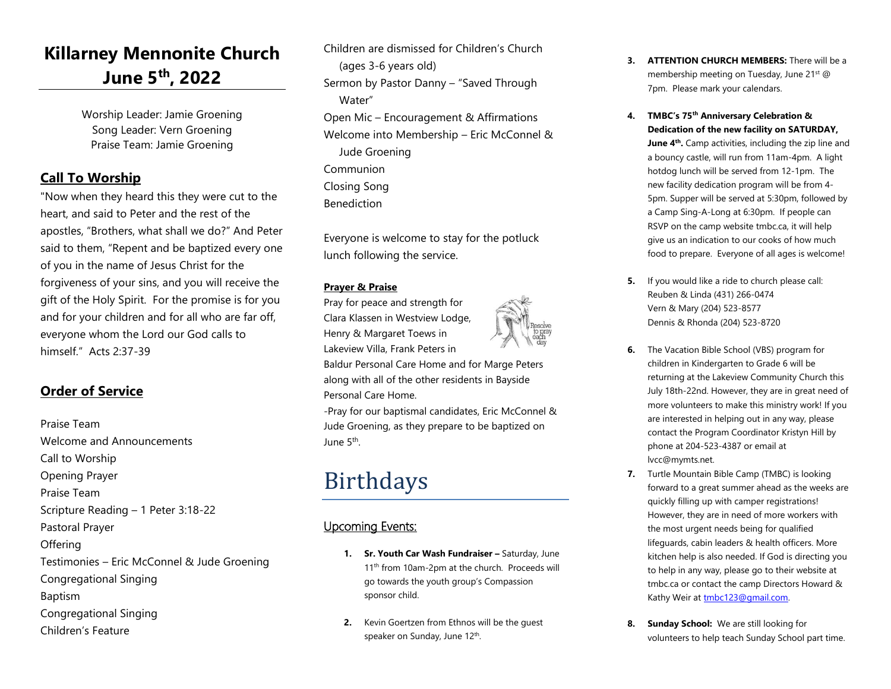# Killarney Mennonite Church June 5th, 2022

Worship Leader: Jamie Groening
Song Leader: Vern Groening
Praise Team: Jamie Groening

## Call To Worship

"Now when they heard this they were cut to the heart, and said to Peter and the rest of the apostles, "Brothers, what shall we do?" And Peter said to them, "Repent and be baptized every one of you in the name of Jesus Christ for the forgiveness of your sins, and you will receive the gift of the Holy Spirit. For the promise is for you and for your children and for all who are far off, everyone whom the Lord our God calls to himself." Acts 2:37-39

## Order of Service

Praise Team
Welcome and Announcements
Call to Worship
Opening Prayer
Praise Team
Scripture Reading – 1 Peter 3:18-22
Pastoral Prayer
Offering
Testimonies – Eric McConnel & Jude Groening
Congregational Singing
Baptism
Congregational Singing
Children's Feature
Children are dismissed for Children's Church (ages 3-6 years old)
Sermon by Pastor Danny – "Saved Through Water"
Open Mic – Encouragement & Affirmations
Welcome into Membership – Eric McConnel & Jude Groening
Communion
Closing Song
Benediction

Everyone is welcome to stay for the potluck lunch following the service.

**Prayer & Praise**

Pray for peace and strength for Clara Klassen in Westview Lodge, Henry & Margaret Toews in Lakeview Villa, Frank Peters in Baldur Personal Care Home and for Marge Peters along with all of the other residents in Bayside Personal Care Home.

-Pray for our baptismal candidates, Eric McConnel & Jude Groening, as they prepare to be baptized on June 5th.

# Birthdays

## Upcoming Events:

1. **Sr. Youth Car Wash Fundraiser –** Saturday, June 11th from 10am-2pm at the church. Proceeds will go towards the youth group's Compassion sponsor child.
2. Kevin Goertzen from Ethnos will be the guest speaker on Sunday, June 12th.
3. **ATTENTION CHURCH MEMBERS:** There will be a membership meeting on Tuesday, June 21st @ 7pm. Please mark your calendars.
4. **TMBC's 75th Anniversary Celebration & Dedication of the new facility on SATURDAY, June 4th.** Camp activities, including the zip line and a bouncy castle, will run from 11am-4pm. A light hotdog lunch will be served from 12-1pm. The new facility dedication program will be from 4-5pm. Supper will be served at 5:30pm, followed by a Camp Sing-A-Long at 6:30pm. If people can RSVP on the camp website tmbc.ca, it will help give us an indication to our cooks of how much food to prepare. Everyone of all ages is welcome!
5. If you would like a ride to church please call:
   Reuben & Linda (431) 266-0474
   Vern & Mary (204) 523-8577
   Dennis & Rhonda (204) 523-8720
6. The Vacation Bible School (VBS) program for children in Kindergarten to Grade 6 will be returning at the Lakeview Community Church this July 18th-22nd. However, they are in great need of more volunteers to make this ministry work! If you are interested in helping out in any way, please contact the Program Coordinator Kristyn Hill by phone at 204-523-4387 or email at lvcc@mymts.net.
7. Turtle Mountain Bible Camp (TMBC) is looking forward to a great summer ahead as the weeks are quickly filling up with camper registrations! However, they are in need of more workers with the most urgent needs being for qualified lifeguards, cabin leaders & health officers. More kitchen help is also needed. If God is directing you to help in any way, please go to their website at tmbc.ca or contact the camp Directors Howard & Kathy Weir at tmbc123@gmail.com.
8. **Sunday School:** We are still looking for volunteers to help teach Sunday School part time.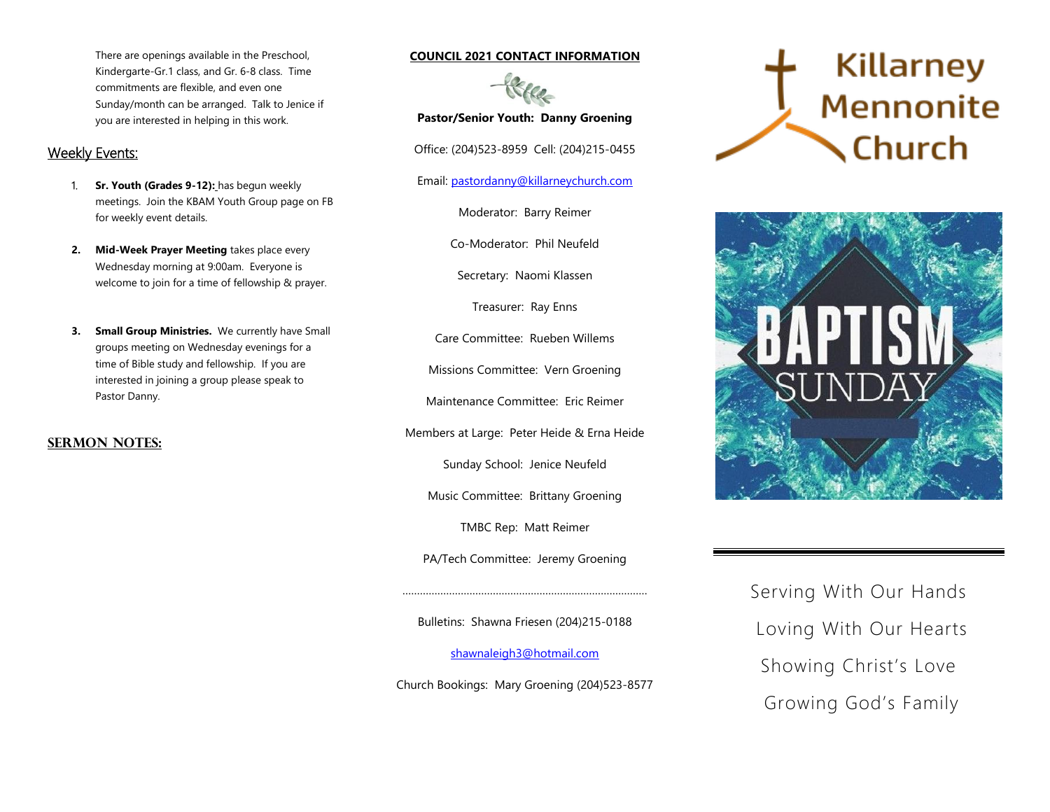There are openings available in the Preschool, Kindergarte-Gr.1 class, and Gr. 6-8 class. Time commitments are flexible, and even one Sunday/month can be arranged. Talk to Jenice if you are interested in helping in this work.

## Weekly Events:

1. **Sr. Youth (Grades 9-12):** has begun weekly meetings. Join the KBAM Youth Group page on FB for weekly event details.
2. **Mid-Week Prayer Meeting** takes place every Wednesday morning at 9:00am. Everyone is welcome to join for a time of fellowship & prayer.
3. **Small Group Ministries.** We currently have Small groups meeting on Wednesday evenings for a time of Bible study and fellowship. If you are interested in joining a group please speak to Pastor Danny.

## SERMON NOTES:

**COUNCIL 2021 CONTACT INFORMATION**

**Pastor/Senior Youth: Danny Groening**

Office: (204)523-8959 Cell: (204)215-0455

Email: pastordanny@killarneychurch.com

Moderator: Barry Reimer

Co-Moderator: Phil Neufeld

Secretary: Naomi Klassen

Treasurer: Ray Enns

Care Committee: Rueben Willems

Missions Committee: Vern Groening

Maintenance Committee: Eric Reimer

Members at Large: Peter Heide & Erna Heide

Sunday School: Jenice Neufeld

Music Committee: Brittany Groening

TMBC Rep: Matt Reimer

PA/Tech Committee: Jeremy Groening

Bulletins: Shawna Friesen (204)215-0188

shawnaleigh3@hotmail.com

Church Bookings: Mary Groening (204)523-8577

# Killarney Mennonite Church

BAPTISM SUNDAY

Serving With Our Hands

Loving With Our Hearts

Showing Christ's Love

Growing God's Family